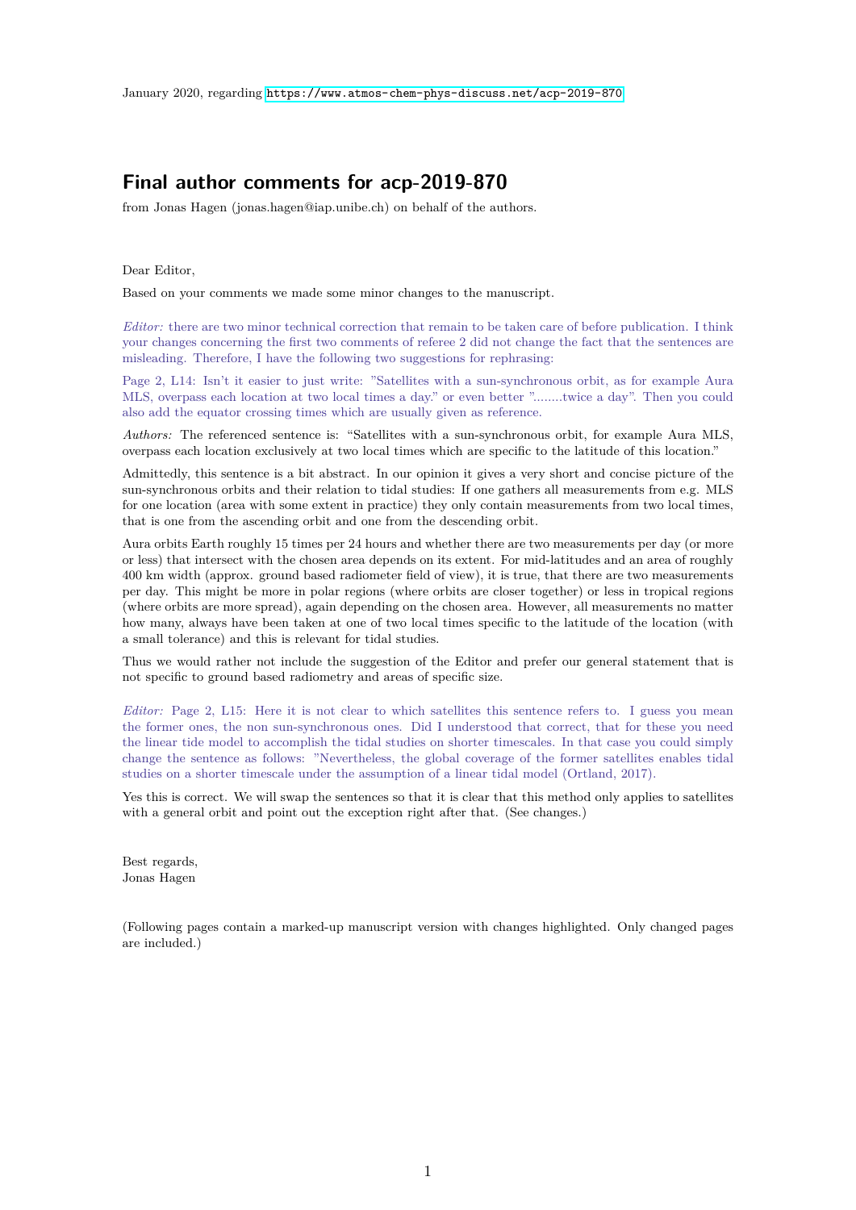January 2020, regarding https://www.atmos-chem-phys-discuss.net/acp-2019-870

## Final author comments for acp-2019-870

from Jonas Hagen (jonas.hagen@iap.unibe.ch) on behalf of the authors.

Dear Editor,

Based on your comments we made some minor changes to the manuscript.

*Editor:* there are two minor technical correction that remain to be taken care of before publication. I think your changes concerning the first two comments of referee 2 did not change the fact that the sentences are misleading. Therefore, I have the following two suggestions for rephrasing:

Page 2, L14: Isn't it easier to just write: "Satellites with a sun-synchronous orbit, as for example Aura MLS, overpass each location at two local times a day." or even better "........twice a day". Then you could also add the equator crossing times which are usually given as reference.

*Authors:* The referenced sentence is: "Satellites with a sun-synchronous orbit, for example Aura MLS, overpass each location exclusively at two local times which are specific to the latitude of this location."

Admittedly, this sentence is a bit abstract. In our opinion it gives a very short and concise picture of the sun-synchronous orbits and their relation to tidal studies: If one gathers all measurements from e.g. MLS for one location (area with some extent in practice) they only contain measurements from two local times, that is one from the ascending orbit and one from the descending orbit.

Aura orbits Earth roughly 15 times per 24 hours and whether there are two measurements per day (or more or less) that intersect with the chosen area depends on its extent. For mid-latitudes and an area of roughly 400 km width (approx. ground based radiometer field of view), it is true, that there are two measurements per day. This might be more in polar regions (where orbits are closer together) or less in tropical regions (where orbits are more spread), again depending on the chosen area. However, all measurements no matter how many, always have been taken at one of two local times specific to the latitude of the location (with a small tolerance) and this is relevant for tidal studies.

Thus we would rather not include the suggestion of the Editor and prefer our general statement that is not specific to ground based radiometry and areas of specific size.

*Editor:* Page 2, L15: Here it is not clear to which satellites this sentence refers to. I guess you mean the former ones, the non sun-synchronous ones. Did I understood that correct, that for these you need the linear tide model to accomplish the tidal studies on shorter timescales. In that case you could simply change the sentence as follows: "Nevertheless, the global coverage of the former satellites enables tidal studies on a shorter timescale under the assumption of a linear tidal model (Ortland, 2017).

Yes this is correct. We will swap the sentences so that it is clear that this method only applies to satellites with a general orbit and point out the exception right after that. (See changes.)

Best regards,
Jonas Hagen

(Following pages contain a marked-up manuscript version with changes highlighted. Only changed pages are included.)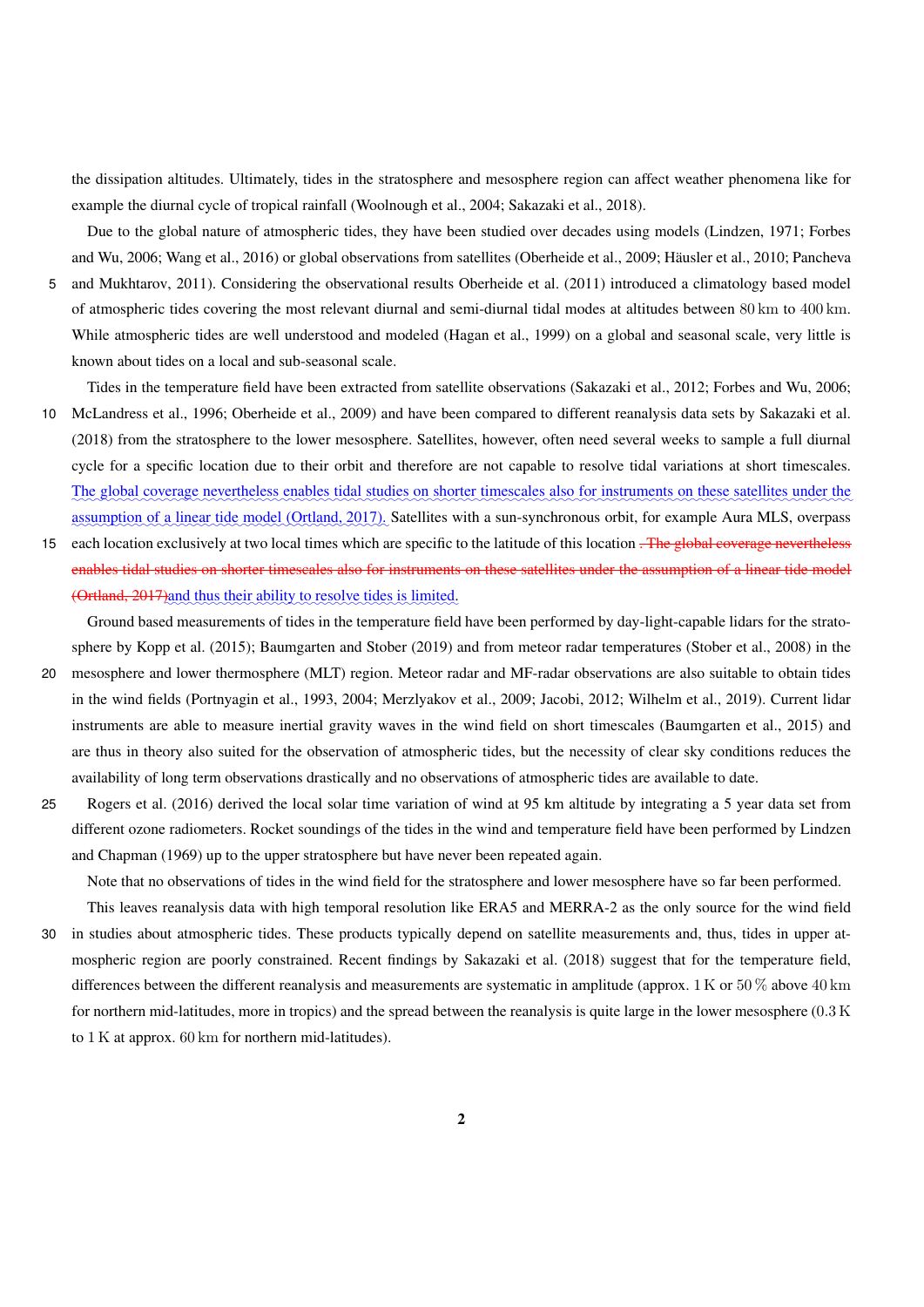the dissipation altitudes. Ultimately, tides in the stratosphere and mesosphere region can affect weather phenomena like for example the diurnal cycle of tropical rainfall (Woolnough et al., 2004; Sakazaki et al., 2018).

Due to the global nature of atmospheric tides, they have been studied over decades using models (Lindzen, 1971; Forbes and Wu, 2006; Wang et al., 2016) or global observations from satellites (Oberheide et al., 2009; Häusler et al., 2010; Pancheva and Mukhtarov, 2011). Considering the observational results Oberheide et al. (2011) introduced a climatology based model of atmospheric tides covering the most relevant diurnal and semi-diurnal tidal modes at altitudes between 80 km to 400 km. While atmospheric tides are well understood and modeled (Hagan et al., 1999) on a global and seasonal scale, very little is known about tides on a local and sub-seasonal scale.

Tides in the temperature field have been extracted from satellite observations (Sakazaki et al., 2012; Forbes and Wu, 2006; McLandress et al., 1996; Oberheide et al., 2009) and have been compared to different reanalysis data sets by Sakazaki et al. (2018) from the stratosphere to the lower mesosphere. Satellites, however, often need several weeks to sample a full diurnal cycle for a specific location due to their orbit and therefore are not capable to resolve tidal variations at short timescales. The global coverage nevertheless enables tidal studies on shorter timescales also for instruments on these satellites under the assumption of a linear tide model (Ortland, 2017). Satellites with a sun-synchronous orbit, for example Aura MLS, overpass each location exclusively at two local times which are specific to the latitude of this location ~~. The global coverage nevertheless enables tidal studies on shorter timescales also for instruments on these satellites under the assumption of a linear tide model (Ortland, 2017)~~and thus their ability to resolve tides is limited.

Ground based measurements of tides in the temperature field have been performed by day-light-capable lidars for the stratosphere by Kopp et al. (2015); Baumgarten and Stober (2019) and from meteor radar temperatures (Stober et al., 2008) in the mesosphere and lower thermosphere (MLT) region. Meteor radar and MF-radar observations are also suitable to obtain tides in the wind fields (Portnyagin et al., 1993, 2004; Merzlyakov et al., 2009; Jacobi, 2012; Wilhelm et al., 2019). Current lidar instruments are able to measure inertial gravity waves in the wind field on short timescales (Baumgarten et al., 2015) and are thus in theory also suited for the observation of atmospheric tides, but the necessity of clear sky conditions reduces the availability of long term observations drastically and no observations of atmospheric tides are available to date.

Rogers et al. (2016) derived the local solar time variation of wind at 95 km altitude by integrating a 5 year data set from different ozone radiometers. Rocket soundings of the tides in the wind and temperature field have been performed by Lindzen and Chapman (1969) up to the upper stratosphere but have never been repeated again.

Note that no observations of tides in the wind field for the stratosphere and lower mesosphere have so far been performed.

This leaves reanalysis data with high temporal resolution like ERA5 and MERRA-2 as the only source for the wind field in studies about atmospheric tides. These products typically depend on satellite measurements and, thus, tides in upper atmospheric region are poorly constrained. Recent findings by Sakazaki et al. (2018) suggest that for the temperature field, differences between the different reanalysis and measurements are systematic in amplitude (approx. 1 K or 50 % above 40 km for northern mid-latitudes, more in tropics) and the spread between the reanalysis is quite large in the lower mesosphere (0.3 K to 1 K at approx. 60 km for northern mid-latitudes).